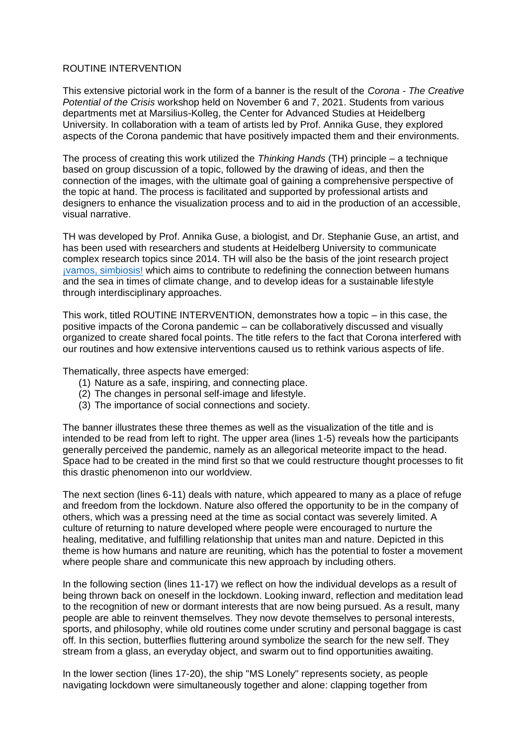# ROUTINE INTERVENTION

This extensive pictorial work in the form of a banner is the result of the *Corona - The Creative Potential of the Crisis* workshop held on November 6 and 7, 2021. Students from various departments met at Marsilius-Kolleg, the Center for Advanced Studies at Heidelberg University. In collaboration with a team of artists led by Prof. Annika Guse, they explored aspects of the Corona pandemic that have positively impacted them and their environments.

The process of creating this work utilized the *Thinking Hands* (TH) principle – a technique based on group discussion of a topic, followed by the drawing of ideas, and then the connection of the images, with the ultimate goal of gaining a comprehensive perspective of the topic at hand. The process is facilitated and supported by professional artists and designers to enhance the visualization process and to aid in the production of an accessible, visual narrative.

TH was developed by Prof. Annika Guse, a biologist, and Dr. Stephanie Guse, an artist, and has been used with researchers and students at Heidelberg University to communicate complex research topics since 2014. TH will also be the basis of the joint research project ¡vamos, simbiosis! which aims to contribute to redefining the connection between humans and the sea in times of climate change, and to develop ideas for a sustainable lifestyle through interdisciplinary approaches.

This work, titled ROUTINE INTERVENTION, demonstrates how a topic – in this case, the positive impacts of the Corona pandemic – can be collaboratively discussed and visually organized to create shared focal points. The title refers to the fact that Corona interfered with our routines and how extensive interventions caused us to rethink various aspects of life.

Thematically, three aspects have emerged:

(1) Nature as a safe, inspiring, and connecting place.
(2) The changes in personal self-image and lifestyle.
(3) The importance of social connections and society.

The banner illustrates these three themes as well as the visualization of the title and is intended to be read from left to right. The upper area (lines 1-5) reveals how the participants generally perceived the pandemic, namely as an allegorical meteorite impact to the head. Space had to be created in the mind first so that we could restructure thought processes to fit this drastic phenomenon into our worldview.

The next section (lines 6-11) deals with nature, which appeared to many as a place of refuge and freedom from the lockdown. Nature also offered the opportunity to be in the company of others, which was a pressing need at the time as social contact was severely limited. A culture of returning to nature developed where people were encouraged to nurture the healing, meditative, and fulfilling relationship that unites man and nature. Depicted in this theme is how humans and nature are reuniting, which has the potential to foster a movement where people share and communicate this new approach by including others.

In the following section (lines 11-17) we reflect on how the individual develops as a result of being thrown back on oneself in the lockdown. Looking inward, reflection and meditation lead to the recognition of new or dormant interests that are now being pursued. As a result, many people are able to reinvent themselves. They now devote themselves to personal interests, sports, and philosophy, while old routines come under scrutiny and personal baggage is cast off. In this section, butterflies fluttering around symbolize the search for the new self. They stream from a glass, an everyday object, and swarm out to find opportunities awaiting.

In the lower section (lines 17-20), the ship "MS Lonely" represents society, as people navigating lockdown were simultaneously together and alone: clapping together from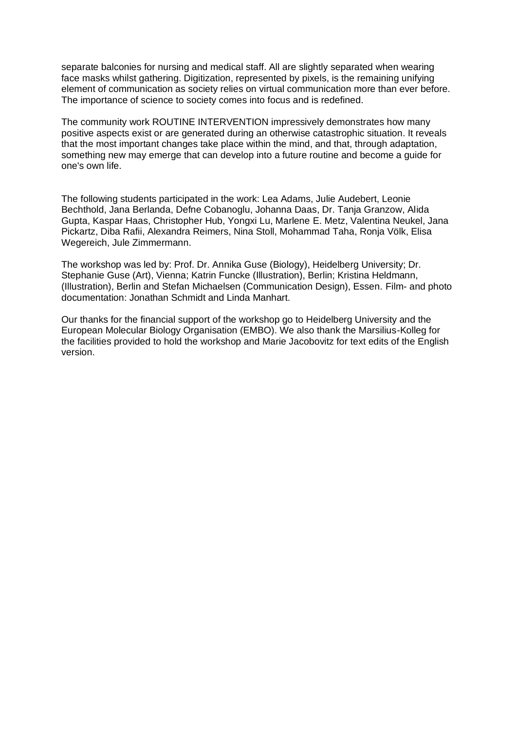separate balconies for nursing and medical staff. All are slightly separated when wearing face masks whilst gathering. Digitization, represented by pixels, is the remaining unifying element of communication as society relies on virtual communication more than ever before. The importance of science to society comes into focus and is redefined.

The community work ROUTINE INTERVENTION impressively demonstrates how many positive aspects exist or are generated during an otherwise catastrophic situation. It reveals that the most important changes take place within the mind, and that, through adaptation, something new may emerge that can develop into a future routine and become a guide for one's own life.

The following students participated in the work: Lea Adams, Julie Audebert, Leonie Bechthold, Jana Berlanda, Defne Cobanoglu, Johanna Daas, Dr. Tanja Granzow, Alida Gupta, Kaspar Haas, Christopher Hub, Yongxi Lu, Marlene E. Metz, Valentina Neukel, Jana Pickartz, Diba Rafii, Alexandra Reimers, Nina Stoll, Mohammad Taha, Ronja Völk, Elisa Wegereich, Jule Zimmermann.

The workshop was led by: Prof. Dr. Annika Guse (Biology), Heidelberg University; Dr. Stephanie Guse (Art), Vienna; Katrin Funcke (Illustration), Berlin; Kristina Heldmann, (Illustration), Berlin and Stefan Michaelsen (Communication Design), Essen. Film- and photo documentation: Jonathan Schmidt and Linda Manhart.

Our thanks for the financial support of the workshop go to Heidelberg University and the European Molecular Biology Organisation (EMBO). We also thank the Marsilius-Kolleg for the facilities provided to hold the workshop and Marie Jacobovitz for text edits of the English version.